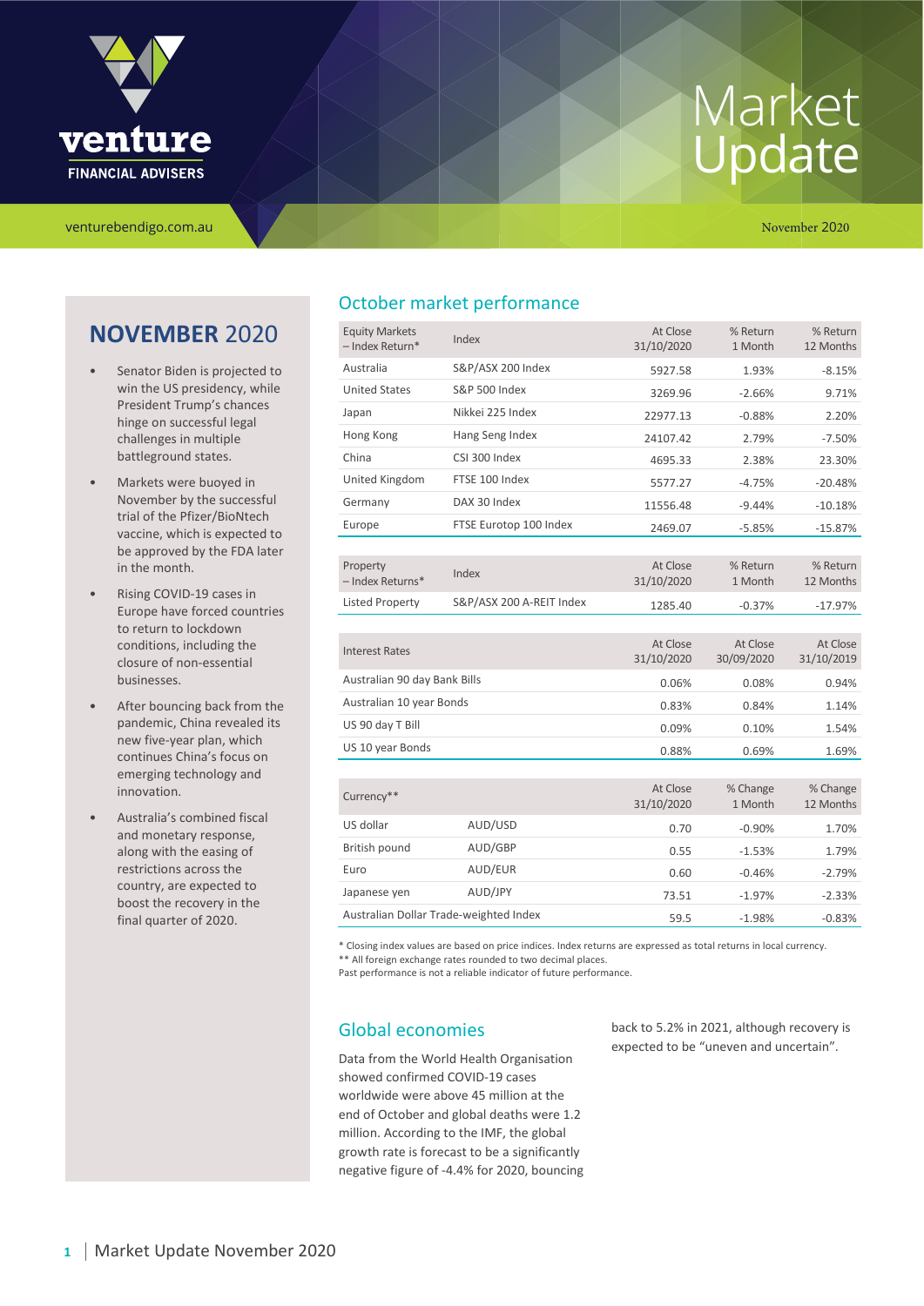# Market Update

venturebendigo.com.au

November 2020

## NOVEMBER 2020

- Senator Biden is projected to win the US presidency, while President Trump's chances hinge on successful legal challenges in multiple battleground states.
- Markets were buoyed in November by the successful trial of the Pfizer/BioNtech vaccine, which is expected to be approved by the FDA later in the month.
- Rising COVID-19 cases in Europe have forced countries to return to lockdown conditions, including the closure of non-essential businesses.
- After bouncing back from the pandemic, China revealed its new five-year plan, which continues China's focus on emerging technology and innovation.
- Australia's combined fiscal and monetary response, along with the easing of restrictions across the country, are expected to boost the recovery in the final quarter of 2020.

## October market performance

| Equity Markets – Index Return* | Index | At Close 31/10/2020 | % Return 1 Month | % Return 12 Months |
|---|---|---|---|---|
| Australia | S&P/ASX 200 Index | 5927.58 | 1.93% | -8.15% |
| United States | S&P 500 Index | 3269.96 | -2.66% | 9.71% |
| Japan | Nikkei 225 Index | 22977.13 | -0.88% | 2.20% |
| Hong Kong | Hang Seng Index | 24107.42 | 2.79% | -7.50% |
| China | CSI 300 Index | 4695.33 | 2.38% | 23.30% |
| United Kingdom | FTSE 100 Index | 5577.27 | -4.75% | -20.48% |
| Germany | DAX 30 Index | 11556.48 | -9.44% | -10.18% |
| Europe | FTSE Eurotop 100 Index | 2469.07 | -5.85% | -15.87% |

| Property – Index Returns* | Index | At Close 31/10/2020 | % Return 1 Month | % Return 12 Months |
|---|---|---|---|---|
| Listed Property | S&P/ASX 200 A-REIT Index | 1285.40 | -0.37% | -17.97% |

| Interest Rates | At Close 31/10/2020 | At Close 30/09/2020 | At Close 31/10/2019 |
|---|---|---|---|
| Australian 90 day Bank Bills | 0.06% | 0.08% | 0.94% |
| Australian 10 year Bonds | 0.83% | 0.84% | 1.14% |
| US 90 day T Bill | 0.09% | 0.10% | 1.54% |
| US 10 year Bonds | 0.88% | 0.69% | 1.69% |

| Currency** | | At Close 31/10/2020 | % Change 1 Month | % Change 12 Months |
|---|---|---|---|---|
| US dollar | AUD/USD | 0.70 | -0.90% | 1.70% |
| British pound | AUD/GBP | 0.55 | -1.53% | 1.79% |
| Euro | AUD/EUR | 0.60 | -0.46% | -2.79% |
| Japanese yen | AUD/JPY | 73.51 | -1.97% | -2.33% |
| Australian Dollar Trade-weighted Index | | 59.5 | -1.98% | -0.83% |

\* Closing index values are based on price indices. Index returns are expressed as total returns in local currency.
\** All foreign exchange rates rounded to two decimal places.
Past performance is not a reliable indicator of future performance.

## Global economies

Data from the World Health Organisation showed confirmed COVID-19 cases worldwide were above 45 million at the end of October and global deaths were 1.2 million. According to the IMF, the global growth rate is forecast to be a significantly negative figure of -4.4% for 2020, bouncing back to 5.2% in 2021, although recovery is expected to be "uneven and uncertain".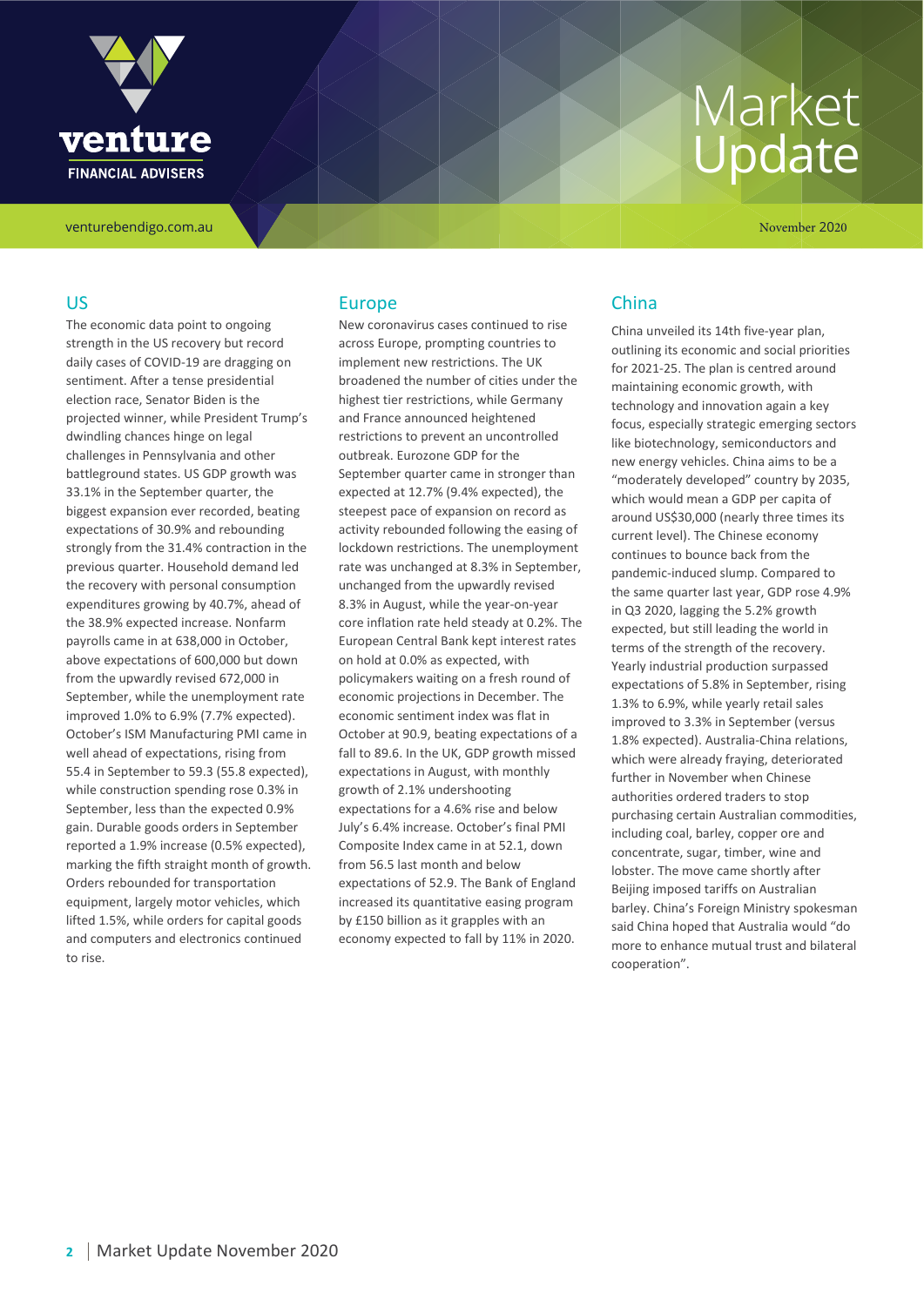# Market Update

November 2020

## US

The economic data point to ongoing strength in the US recovery but record daily cases of COVID-19 are dragging on sentiment. After a tense presidential election race, Senator Biden is the projected winner, while President Trump's dwindling chances hinge on legal challenges in Pennsylvania and other battleground states. US GDP growth was 33.1% in the September quarter, the biggest expansion ever recorded, beating expectations of 30.9% and rebounding strongly from the 31.4% contraction in the previous quarter. Household demand led the recovery with personal consumption expenditures growing by 40.7%, ahead of the 38.9% expected increase. Nonfarm payrolls came in at 638,000 in October, above expectations of 600,000 but down from the upwardly revised 672,000 in September, while the unemployment rate improved 1.0% to 6.9% (7.7% expected). October's ISM Manufacturing PMI came in well ahead of expectations, rising from 55.4 in September to 59.3 (55.8 expected), while construction spending rose 0.3% in September, less than the expected 0.9% gain. Durable goods orders in September reported a 1.9% increase (0.5% expected), marking the fifth straight month of growth. Orders rebounded for transportation equipment, largely motor vehicles, which lifted 1.5%, while orders for capital goods and computers and electronics continued to rise.

## Europe

New coronavirus cases continued to rise across Europe, prompting countries to implement new restrictions. The UK broadened the number of cities under the highest tier restrictions, while Germany and France announced heightened restrictions to prevent an uncontrolled outbreak. Eurozone GDP for the September quarter came in stronger than expected at 12.7% (9.4% expected), the steepest pace of expansion on record as activity rebounded following the easing of lockdown restrictions. The unemployment rate was unchanged at 8.3% in September, unchanged from the upwardly revised 8.3% in August, while the year-on-year core inflation rate held steady at 0.2%. The European Central Bank kept interest rates on hold at 0.0% as expected, with policymakers waiting on a fresh round of economic projections in December. The economic sentiment index was flat in October at 90.9, beating expectations of a fall to 89.6. In the UK, GDP growth missed expectations in August, with monthly growth of 2.1% undershooting expectations for a 4.6% rise and below July's 6.4% increase. October's final PMI Composite Index came in at 52.1, down from 56.5 last month and below expectations of 52.9. The Bank of England increased its quantitative easing program by £150 billion as it grapples with an economy expected to fall by 11% in 2020.

## China

China unveiled its 14th five-year plan, outlining its economic and social priorities for 2021-25. The plan is centred around maintaining economic growth, with technology and innovation again a key focus, especially strategic emerging sectors like biotechnology, semiconductors and new energy vehicles. China aims to be a "moderately developed" country by 2035, which would mean a GDP per capita of around US$30,000 (nearly three times its current level). The Chinese economy continues to bounce back from the pandemic-induced slump. Compared to the same quarter last year, GDP rose 4.9% in Q3 2020, lagging the 5.2% growth expected, but still leading the world in terms of the strength of the recovery. Yearly industrial production surpassed expectations of 5.8% in September, rising 1.3% to 6.9%, while yearly retail sales improved to 3.3% in September (versus 1.8% expected). Australia-China relations, which were already fraying, deteriorated further in November when Chinese authorities ordered traders to stop purchasing certain Australian commodities, including coal, barley, copper ore and concentrate, sugar, timber, wine and lobster. The move came shortly after Beijing imposed tariffs on Australian barley. China's Foreign Ministry spokesman said China hoped that Australia would "do more to enhance mutual trust and bilateral cooperation".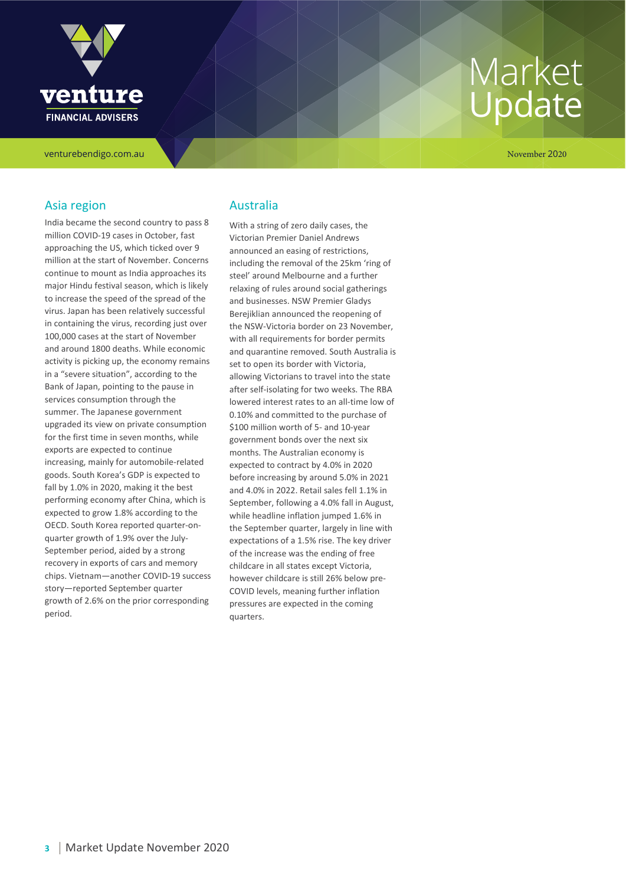## Asia region

India became the second country to pass 8 million COVID-19 cases in October, fast approaching the US, which ticked over 9 million at the start of November. Concerns continue to mount as India approaches its major Hindu festival season, which is likely to increase the speed of the spread of the virus. Japan has been relatively successful in containing the virus, recording just over 100,000 cases at the start of November and around 1800 deaths. While economic activity is picking up, the economy remains in a "severe situation", according to the Bank of Japan, pointing to the pause in services consumption through the summer. The Japanese government upgraded its view on private consumption for the first time in seven months, while exports are expected to continue increasing, mainly for automobile-related goods. South Korea's GDP is expected to fall by 1.0% in 2020, making it the best performing economy after China, which is expected to grow 1.8% according to the OECD. South Korea reported quarter-on-quarter growth of 1.9% over the July-September period, aided by a strong recovery in exports of cars and memory chips. Vietnam—another COVID-19 success story—reported September quarter growth of 2.6% on the prior corresponding period.

## Australia

With a string of zero daily cases, the Victorian Premier Daniel Andrews announced an easing of restrictions, including the removal of the 25km 'ring of steel' around Melbourne and a further relaxing of rules around social gatherings and businesses. NSW Premier Gladys Berejiklian announced the reopening of the NSW-Victoria border on 23 November, with all requirements for border permits and quarantine removed. South Australia is set to open its border with Victoria, allowing Victorians to travel into the state after self-isolating for two weeks. The RBA lowered interest rates to an all-time low of 0.10% and committed to the purchase of $100 million worth of 5- and 10-year government bonds over the next six months. The Australian economy is expected to contract by 4.0% in 2020 before increasing by around 5.0% in 2021 and 4.0% in 2022. Retail sales fell 1.1% in September, following a 4.0% fall in August, while headline inflation jumped 1.6% in the September quarter, largely in line with expectations of a 1.5% rise. The key driver of the increase was the ending of free childcare in all states except Victoria, however childcare is still 26% below pre-COVID levels, meaning further inflation pressures are expected in the coming quarters.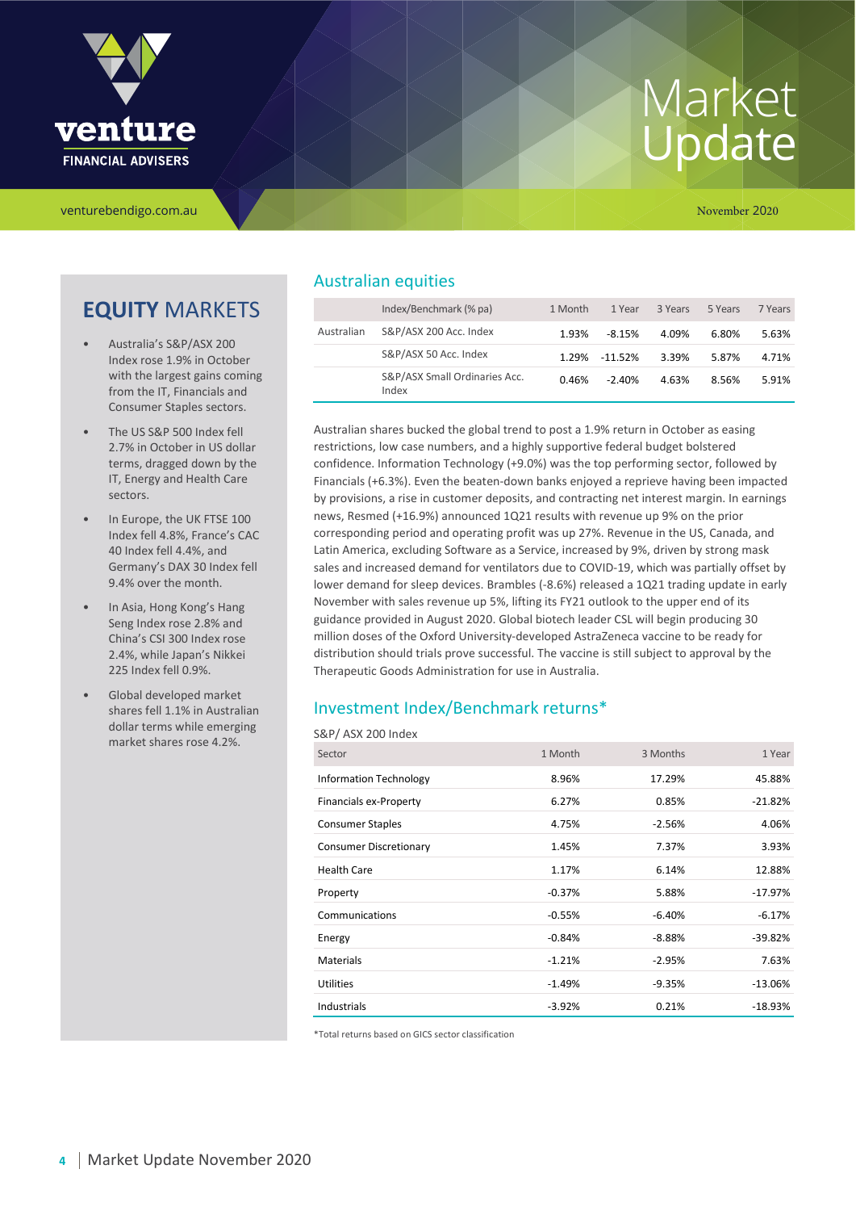# Market Update

venturebendigo.com.au

November 2020

## EQUITY MARKETS

- Australia's S&P/ASX 200 Index rose 1.9% in October with the largest gains coming from the IT, Financials and Consumer Staples sectors.
- The US S&P 500 Index fell 2.7% in October in US dollar terms, dragged down by the IT, Energy and Health Care sectors.
- In Europe, the UK FTSE 100 Index fell 4.8%, France's CAC 40 Index fell 4.4%, and Germany's DAX 30 Index fell 9.4% over the month.
- In Asia, Hong Kong's Hang Seng Index rose 2.8% and China's CSI 300 Index rose 2.4%, while Japan's Nikkei 225 Index fell 0.9%.
- Global developed market shares fell 1.1% in Australian dollar terms while emerging market shares rose 4.2%.

## Australian equities

| | Index/Benchmark (% pa) | 1 Month | 1 Year | 3 Years | 5 Years | 7 Years |
|---|---|---|---|---|---|---|
| Australian | S&P/ASX 200 Acc. Index | 1.93% | -8.15% | 4.09% | 6.80% | 5.63% |
| | S&P/ASX 50 Acc. Index | 1.29% | -11.52% | 3.39% | 5.87% | 4.71% |
| | S&P/ASX Small Ordinaries Acc. Index | 0.46% | -2.40% | 4.63% | 8.56% | 5.91% |

Australian shares bucked the global trend to post a 1.9% return in October as easing restrictions, low case numbers, and a highly supportive federal budget bolstered confidence. Information Technology (+9.0%) was the top performing sector, followed by Financials (+6.3%). Even the beaten-down banks enjoyed a reprieve having been impacted by provisions, a rise in customer deposits, and contracting net interest margin. In earnings news, Resmed (+16.9%) announced 1Q21 results with revenue up 9% on the prior corresponding period and operating profit was up 27%. Revenue in the US, Canada, and Latin America, excluding Software as a Service, increased by 9%, driven by strong mask sales and increased demand for ventilators due to COVID-19, which was partially offset by lower demand for sleep devices. Brambles (-8.6%) released a 1Q21 trading update in early November with sales revenue up 5%, lifting its FY21 outlook to the upper end of its guidance provided in August 2020. Global biotech leader CSL will begin producing 30 million doses of the Oxford University-developed AstraZeneca vaccine to be ready for distribution should trials prove successful. The vaccine is still subject to approval by the Therapeutic Goods Administration for use in Australia.

## Investment Index/Benchmark returns*

S&P/ ASX 200 Index

| Sector | 1 Month | 3 Months | 1 Year |
|---|---|---|---|
| Information Technology | 8.96% | 17.29% | 45.88% |
| Financials ex-Property | 6.27% | 0.85% | -21.82% |
| Consumer Staples | 4.75% | -2.56% | 4.06% |
| Consumer Discretionary | 1.45% | 7.37% | 3.93% |
| Health Care | 1.17% | 6.14% | 12.88% |
| Property | -0.37% | 5.88% | -17.97% |
| Communications | -0.55% | -6.40% | -6.17% |
| Energy | -0.84% | -8.88% | -39.82% |
| Materials | -1.21% | -2.95% | 7.63% |
| Utilities | -1.49% | -9.35% | -13.06% |
| Industrials | -3.92% | 0.21% | -18.93% |

*Total returns based on GICS sector classification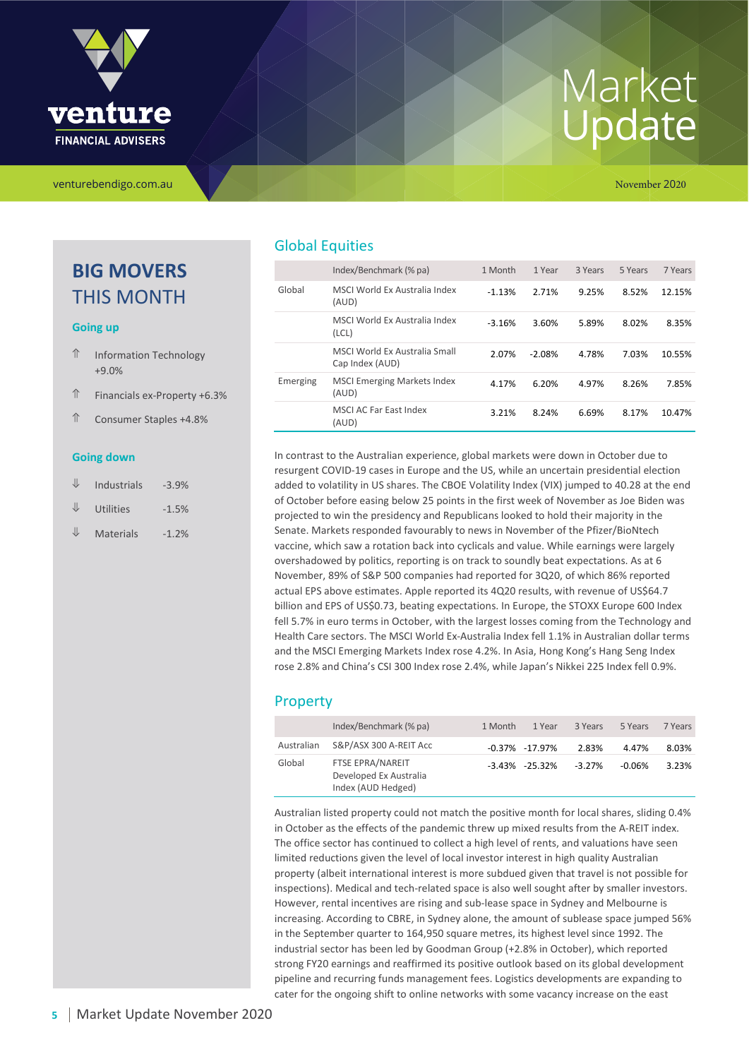## BIG MOVERS THIS MONTH

### Going up

- ⇑ Information Technology +9.0%
- ⇑ Financials ex-Property +6.3%
- ⇑ Consumer Staples +4.8%

### Going down

- ⇓ Industrials -3.9%
- ⇓ Utilities -1.5%
- ⇓ Materials -1.2%

## Global Equities

| | Index/Benchmark (% pa) | 1 Month | 1 Year | 3 Years | 5 Years | 7 Years |
|---|---|---|---|---|---|---|
| Global | MSCI World Ex Australia Index (AUD) | -1.13% | 2.71% | 9.25% | 8.52% | 12.15% |
| | MSCI World Ex Australia Index (LCL) | -3.16% | 3.60% | 5.89% | 8.02% | 8.35% |
| | MSCI World Ex Australia Small Cap Index (AUD) | 2.07% | -2.08% | 4.78% | 7.03% | 10.55% |
| Emerging | MSCI Emerging Markets Index (AUD) | 4.17% | 6.20% | 4.97% | 8.26% | 7.85% |
| | MSCI AC Far East Index (AUD) | 3.21% | 8.24% | 6.69% | 8.17% | 10.47% |

In contrast to the Australian experience, global markets were down in October due to resurgent COVID-19 cases in Europe and the US, while an uncertain presidential election added to volatility in US shares. The CBOE Volatility Index (VIX) jumped to 40.28 at the end of October before easing below 25 points in the first week of November as Joe Biden was projected to win the presidency and Republicans looked to hold their majority in the Senate. Markets responded favourably to news in November of the Pfizer/BioNtech vaccine, which saw a rotation back into cyclicals and value. While earnings were largely overshadowed by politics, reporting is on track to soundly beat expectations. As at 6 November, 89% of S&P 500 companies had reported for 3Q20, of which 86% reported actual EPS above estimates. Apple reported its 4Q20 results, with revenue of US$64.7 billion and EPS of US$0.73, beating expectations. In Europe, the STOXX Europe 600 Index fell 5.7% in euro terms in October, with the largest losses coming from the Technology and Health Care sectors. The MSCI World Ex-Australia Index fell 1.1% in Australian dollar terms and the MSCI Emerging Markets Index rose 4.2%. In Asia, Hong Kong's Hang Seng Index rose 2.8% and China's CSI 300 Index rose 2.4%, while Japan's Nikkei 225 Index fell 0.9%.

## Property

| | Index/Benchmark (% pa) | 1 Month | 1 Year | 3 Years | 5 Years | 7 Years |
|---|---|---|---|---|---|---|
| Australian | S&P/ASX 300 A-REIT Acc | -0.37% | -17.97% | 2.83% | 4.47% | 8.03% |
| Global | FTSE EPRA/NAREIT Developed Ex Australia Index (AUD Hedged) | -3.43% | -25.32% | -3.27% | -0.06% | 3.23% |

Australian listed property could not match the positive month for local shares, sliding 0.4% in October as the effects of the pandemic threw up mixed results from the A-REIT index. The office sector has continued to collect a high level of rents, and valuations have seen limited reductions given the level of local investor interest in high quality Australian property (albeit international interest is more subdued given that travel is not possible for inspections). Medical and tech-related space is also well sought after by smaller investors. However, rental incentives are rising and sub-lease space in Sydney and Melbourne is increasing. According to CBRE, in Sydney alone, the amount of sublease space jumped 56% in the September quarter to 164,950 square metres, its highest level since 1992. The industrial sector has been led by Goodman Group (+2.8% in October), which reported strong FY20 earnings and reaffirmed its positive outlook based on its global development pipeline and recurring funds management fees. Logistics developments are expanding to cater for the ongoing shift to online networks with some vacancy increase on the east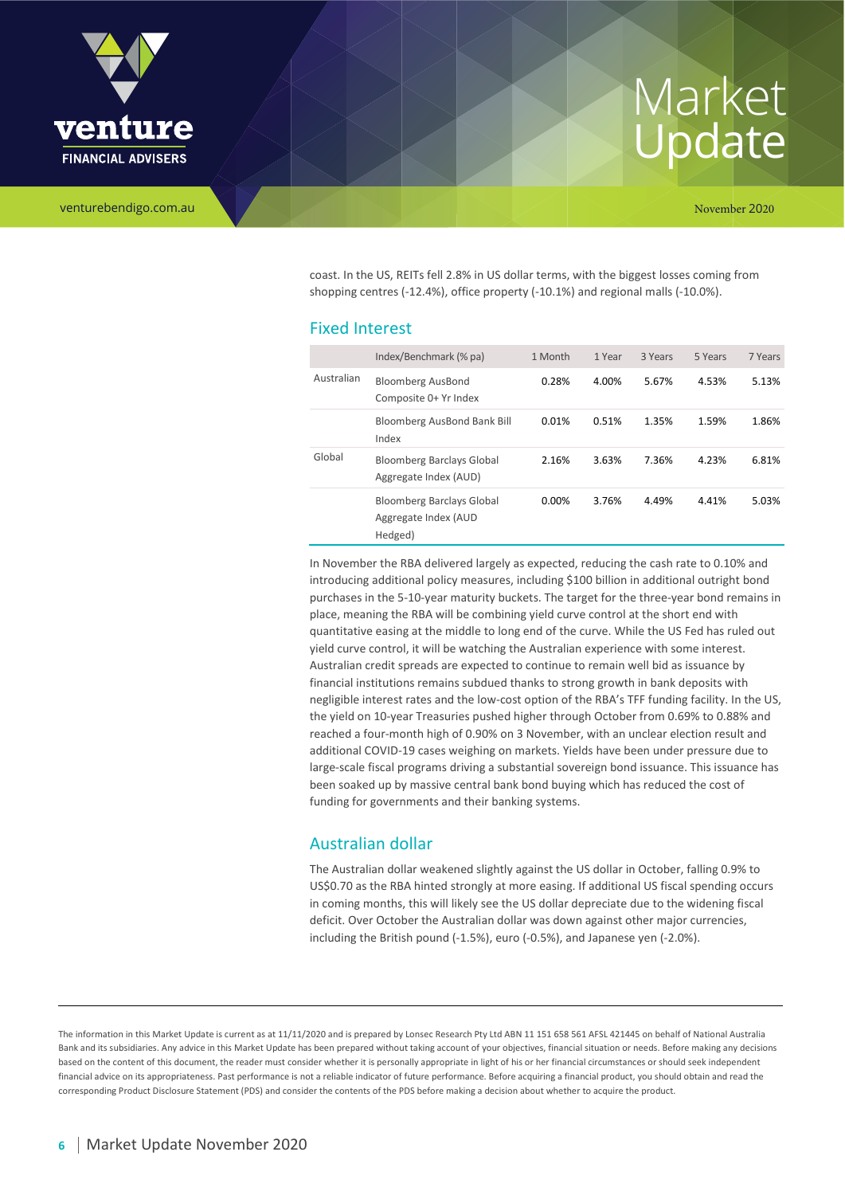coast. In the US, REITs fell 2.8% in US dollar terms, with the biggest losses coming from shopping centres (-12.4%), office property (-10.1%) and regional malls (-10.0%).

## Fixed Interest

| | Index/Benchmark (% pa) | 1 Month | 1 Year | 3 Years | 5 Years | 7 Years |
|---|---|---|---|---|---|---|
| Australian | Bloomberg AusBond Composite 0+ Yr Index | 0.28% | 4.00% | 5.67% | 4.53% | 5.13% |
| | Bloomberg AusBond Bank Bill Index | 0.01% | 0.51% | 1.35% | 1.59% | 1.86% |
| Global | Bloomberg Barclays Global Aggregate Index (AUD) | 2.16% | 3.63% | 7.36% | 4.23% | 6.81% |
| | Bloomberg Barclays Global Aggregate Index (AUD Hedged) | 0.00% | 3.76% | 4.49% | 4.41% | 5.03% |

In November the RBA delivered largely as expected, reducing the cash rate to 0.10% and introducing additional policy measures, including $100 billion in additional outright bond purchases in the 5-10-year maturity buckets. The target for the three-year bond remains in place, meaning the RBA will be combining yield curve control at the short end with quantitative easing at the middle to long end of the curve. While the US Fed has ruled out yield curve control, it will be watching the Australian experience with some interest. Australian credit spreads are expected to continue to remain well bid as issuance by financial institutions remains subdued thanks to strong growth in bank deposits with negligible interest rates and the low-cost option of the RBA's TFF funding facility. In the US, the yield on 10-year Treasuries pushed higher through October from 0.69% to 0.88% and reached a four-month high of 0.90% on 3 November, with an unclear election result and additional COVID-19 cases weighing on markets. Yields have been under pressure due to large-scale fiscal programs driving a substantial sovereign bond issuance. This issuance has been soaked up by massive central bank bond buying which has reduced the cost of funding for governments and their banking systems.

## Australian dollar

The Australian dollar weakened slightly against the US dollar in October, falling 0.9% to US$0.70 as the RBA hinted strongly at more easing. If additional US fiscal spending occurs in coming months, this will likely see the US dollar depreciate due to the widening fiscal deficit. Over October the Australian dollar was down against other major currencies, including the British pound (-1.5%), euro (-0.5%), and Japanese yen (-2.0%).

---

The information in this Market Update is current as at 11/11/2020 and is prepared by Lonsec Research Pty Ltd ABN 11 151 658 561 AFSL 421445 on behalf of National Australia Bank and its subsidiaries. Any advice in this Market Update has been prepared without taking account of your objectives, financial situation or needs. Before making any decisions based on the content of this document, the reader must consider whether it is personally appropriate in light of his or her financial circumstances or should seek independent financial advice on its appropriateness. Past performance is not a reliable indicator of future performance. Before acquiring a financial product, you should obtain and read the corresponding Product Disclosure Statement (PDS) and consider the contents of the PDS before making a decision about whether to acquire the product.